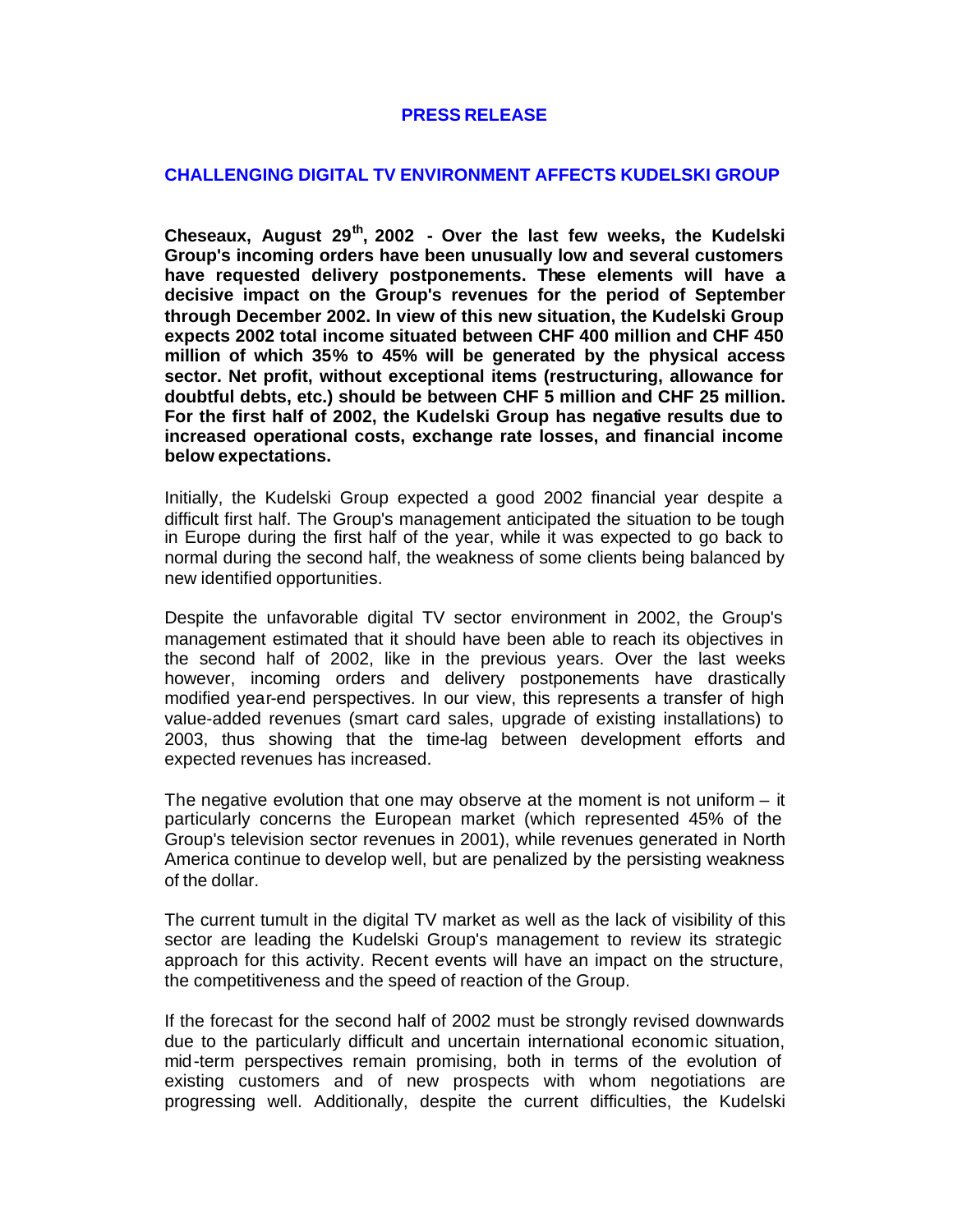**PRESS RELEASE**

# CHALLENGING DIGITAL TV ENVIRONMENT AFFECTS KUDELSKI GROUP

**Cheseaux, August 29th, 2002 - Over the last few weeks, the Kudelski Group's incoming orders have been unusually low and several customers have requested delivery postponements. These elements will have a decisive impact on the Group's revenues for the period of September through December 2002. In view of this new situation, the Kudelski Group expects 2002 total income situated between CHF 400 million and CHF 450 million of which 35% to 45% will be generated by the physical access sector. Net profit, without exceptional items (restructuring, allowance for doubtful debts, etc.) should be between CHF 5 million and CHF 25 million. For the first half of 2002, the Kudelski Group has negative results due to increased operational costs, exchange rate losses, and financial income below expectations.**

Initially, the Kudelski Group expected a good 2002 financial year despite a difficult first half. The Group's management anticipated the situation to be tough in Europe during the first half of the year, while it was expected to go back to normal during the second half, the weakness of some clients being balanced by new identified opportunities.

Despite the unfavorable digital TV sector environment in 2002, the Group's management estimated that it should have been able to reach its objectives in the second half of 2002, like in the previous years. Over the last weeks however, incoming orders and delivery postponements have drastically modified year-end perspectives. In our view, this represents a transfer of high value-added revenues (smart card sales, upgrade of existing installations) to 2003, thus showing that the time-lag between development efforts and expected revenues has increased.

The negative evolution that one may observe at the moment is not uniform – it particularly concerns the European market (which represented 45% of the Group's television sector revenues in 2001), while revenues generated in North America continue to develop well, but are penalized by the persisting weakness of the dollar.

The current tumult in the digital TV market as well as the lack of visibility of this sector are leading the Kudelski Group's management to review its strategic approach for this activity. Recent events will have an impact on the structure, the competitiveness and the speed of reaction of the Group.

If the forecast for the second half of 2002 must be strongly revised downwards due to the particularly difficult and uncertain international economic situation, mid-term perspectives remain promising, both in terms of the evolution of existing customers and of new prospects with whom negotiations are progressing well. Additionally, despite the current difficulties, the Kudelski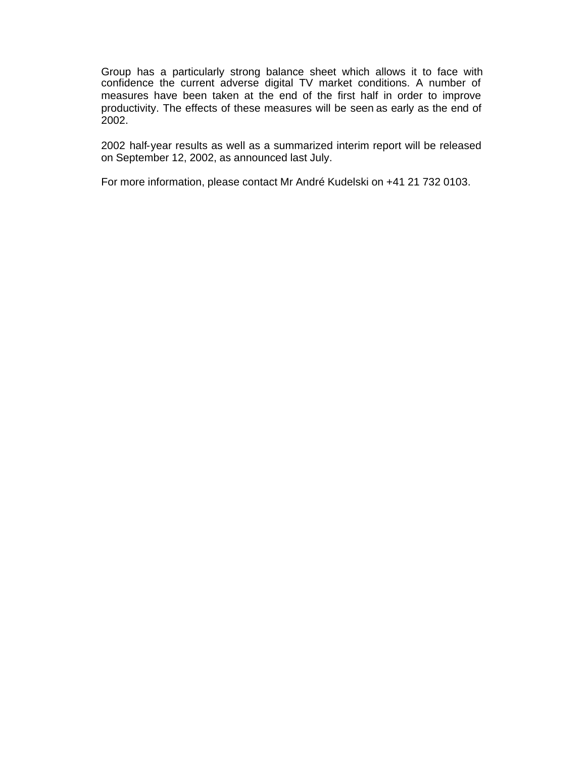Group has a particularly strong balance sheet which allows it to face with confidence the current adverse digital TV market conditions. A number of measures have been taken at the end of the first half in order to improve productivity. The effects of these measures will be seen as early as the end of 2002.

2002 half-year results as well as a summarized interim report will be released on September 12, 2002, as announced last July.

For more information, please contact Mr André Kudelski on +41 21 732 0103.